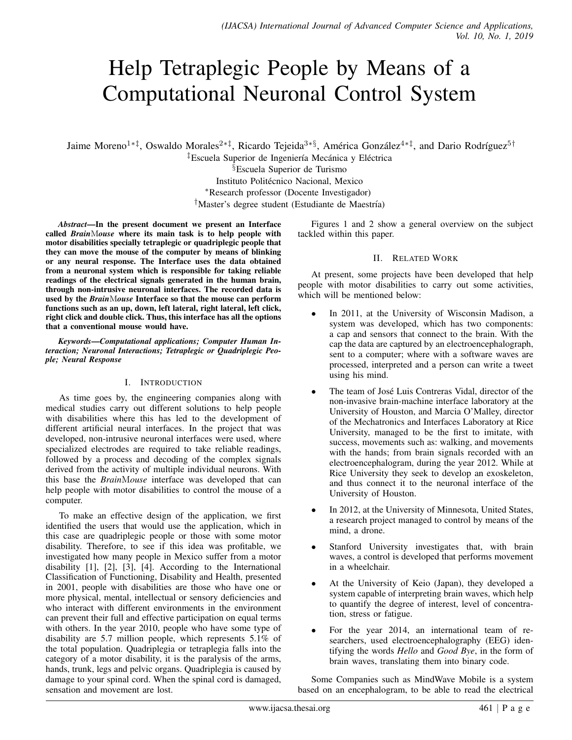# Help Tetraplegic People by Means of a Computational Neuronal Control System

Jaime Moreno[1∗‡], Oswaldo Morales[2∗‡], Ricardo Tejeida[3∗§], América González[4∗‡], and Dario Rodríguez[5†]

[‡]Escuela Superior de Ingeniería Mecánica y Eléctrica
[§]Escuela Superior de Turismo
Instituto Politécnico Nacional, Mexico
[∗]Research professor (Docente Investigador)
[†]Master's degree student (Estudiante de Maestría)

***Abstract*—In the present document we present an Interface called *Brain*M*ouse* where its main task is to help people with motor disabilities specially tetraplegic or quadriplegic people that they can move the mouse of the computer by means of blinking or any neural response. The Interface uses the data obtained from a neuronal system which is responsible for taking reliable readings of the electrical signals generated in the human brain, through non-intrusive neuronal interfaces. The recorded data is used by the *Brain*M*ouse* Interface so that the mouse can perform functions such as an up, down, left lateral, right lateral, left click, right click and double click. Thus, this interface has all the options that a conventional mouse would have.**

***Keywords*—Computational applications; Computer Human Interaction; Neuronal Interactions; Tetraplegic or Quadriplegic People; Neural Response**

## I. Introduction

As time goes by, the engineering companies along with medical studies carry out different solutions to help people with disabilities where this has led to the development of different artificial neural interfaces. In the project that was developed, non-intrusive neuronal interfaces were used, where specialized electrodes are required to take reliable readings, followed by a process and decoding of the complex signals derived from the activity of multiple individual neurons. With this base the *Brain*M*ouse* interface was developed that can help people with motor disabilities to control the mouse of a computer.

To make an effective design of the application, we first identified the users that would use the application, which in this case are quadriplegic people or those with some motor disability. Therefore, to see if this idea was profitable, we investigated how many people in Mexico suffer from a motor disability [1], [2], [3], [4]. According to the International Classification of Functioning, Disability and Health, presented in 2001, people with disabilities are those who have one or more physical, mental, intellectual or sensory deficiencies and who interact with different environments in the environment can prevent their full and effective participation on equal terms with others. In the year 2010, people who have some type of disability are 5.7 million people, which represents 5.1% of the total population. Quadriplegia or tetraplegia falls into the category of a motor disability, it is the paralysis of the arms, hands, trunk, legs and pelvic organs. Quadriplegia is caused by damage to your spinal cord. When the spinal cord is damaged, sensation and movement are lost.

Figures 1 and 2 show a general overview on the subject tackled within this paper.

## II. Related Work

At present, some projects have been developed that help people with motor disabilities to carry out some activities, which will be mentioned below:

- In 2011, at the University of Wisconsin Madison, a system was developed, which has two components: a cap and sensors that connect to the brain. With the cap the data are captured by an electroencephalograph, sent to a computer; where with a software waves are processed, interpreted and a person can write a tweet using his mind.
- The team of José Luis Contreras Vidal, director of the non-invasive brain-machine interface laboratory at the University of Houston, and Marcia O'Malley, director of the Mechatronics and Interfaces Laboratory at Rice University, managed to be the first to imitate, with success, movements such as: walking, and movements with the hands; from brain signals recorded with an electroencephalogram, during the year 2012. While at Rice University they seek to develop an exoskeleton, and thus connect it to the neuronal interface of the University of Houston.
- In 2012, at the University of Minnesota, United States, a research project managed to control by means of the mind, a drone.
- Stanford University investigates that, with brain waves, a control is developed that performs movement in a wheelchair.
- At the University of Keio (Japan), they developed a system capable of interpreting brain waves, which help to quantify the degree of interest, level of concentration, stress or fatigue.
- For the year 2014, an international team of researchers, used electroencephalography (EEG) identifying the words *Hello* and *Good Bye*, in the form of brain waves, translating them into binary code.

Some Companies such as MindWave Mobile is a system based on an encephalogram, to be able to read the electrical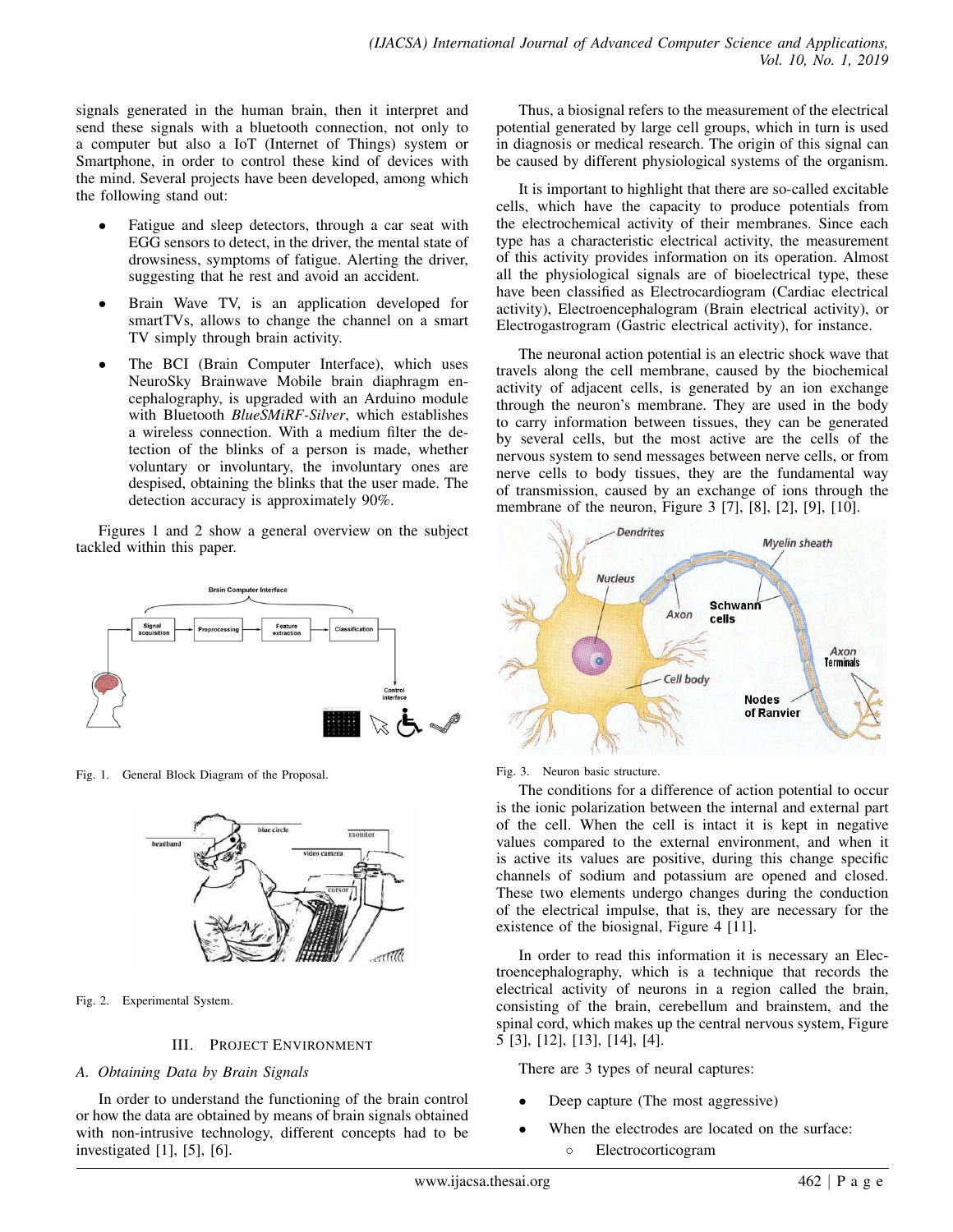signals generated in the human brain, then it interpret and send these signals with a bluetooth connection, not only to a computer but also a IoT (Internet of Things) system or Smartphone, in order to control these kind of devices with the mind. Several projects have been developed, among which the following stand out:

- Fatigue and sleep detectors, through a car seat with EGG sensors to detect, in the driver, the mental state of drowsiness, symptoms of fatigue. Alerting the driver, suggesting that he rest and avoid an accident.
- Brain Wave TV, is an application developed for smartTVs, allows to change the channel on a smart TV simply through brain activity.
- The BCI (Brain Computer Interface), which uses NeuroSky Brainwave Mobile brain diaphragm encephalography, is upgraded with an Arduino module with Bluetooth *BlueSMiRF-Silver*, which establishes a wireless connection. With a medium filter the detection of the blinks of a person is made, whether voluntary or involuntary, the involuntary ones are despised, obtaining the blinks that the user made. The detection accuracy is approximately 90%.

Figures 1 and 2 show a general overview on the subject tackled within this paper.

Fig. 1. General Block Diagram of the Proposal.

Fig. 2. Experimental System.

## III. Project Environment

### A. Obtaining Data by Brain Signals

In order to understand the functioning of the brain control or how the data are obtained by means of brain signals obtained with non-intrusive technology, different concepts had to be investigated [1], [5], [6].

Thus, a biosignal refers to the measurement of the electrical potential generated by large cell groups, which in turn is used in diagnosis or medical research. The origin of this signal can be caused by different physiological systems of the organism.

It is important to highlight that there are so-called excitable cells, which have the capacity to produce potentials from the electrochemical activity of their membranes. Since each type has a characteristic electrical activity, the measurement of this activity provides information on its operation. Almost all the physiological signals are of bioelectrical type, these have been classified as Electrocardiogram (Cardiac electrical activity), Electroencephalogram (Brain electrical activity), or Electrogastrogram (Gastric electrical activity), for instance.

The neuronal action potential is an electric shock wave that travels along the cell membrane, caused by the biochemical activity of adjacent cells, is generated by an ion exchange through the neuron's membrane. They are used in the body to carry information between tissues, they can be generated by several cells, but the most active are the cells of the nervous system to send messages between nerve cells, or from nerve cells to body tissues, they are the fundamental way of transmission, caused by an exchange of ions through the membrane of the neuron, Figure 3 [7], [8], [2], [9], [10].

Fig. 3. Neuron basic structure.

The conditions for a difference of action potential to occur is the ionic polarization between the internal and external part of the cell. When the cell is intact it is kept in negative values compared to the external environment, and when it is active its values are positive, during this change specific channels of sodium and potassium are opened and closed. These two elements undergo changes during the conduction of the electrical impulse, that is, they are necessary for the existence of the biosignal, Figure 4 [11].

In order to read this information it is necessary an Electroencephalography, which is a technique that records the electrical activity of neurons in a region called the brain, consisting of the brain, cerebellum and brainstem, and the spinal cord, which makes up the central nervous system, Figure 5 [3], [12], [13], [14], [4].

There are 3 types of neural captures:

- Deep capture (The most aggressive)
- When the electrodes are located on the surface:
  - Electrocorticogram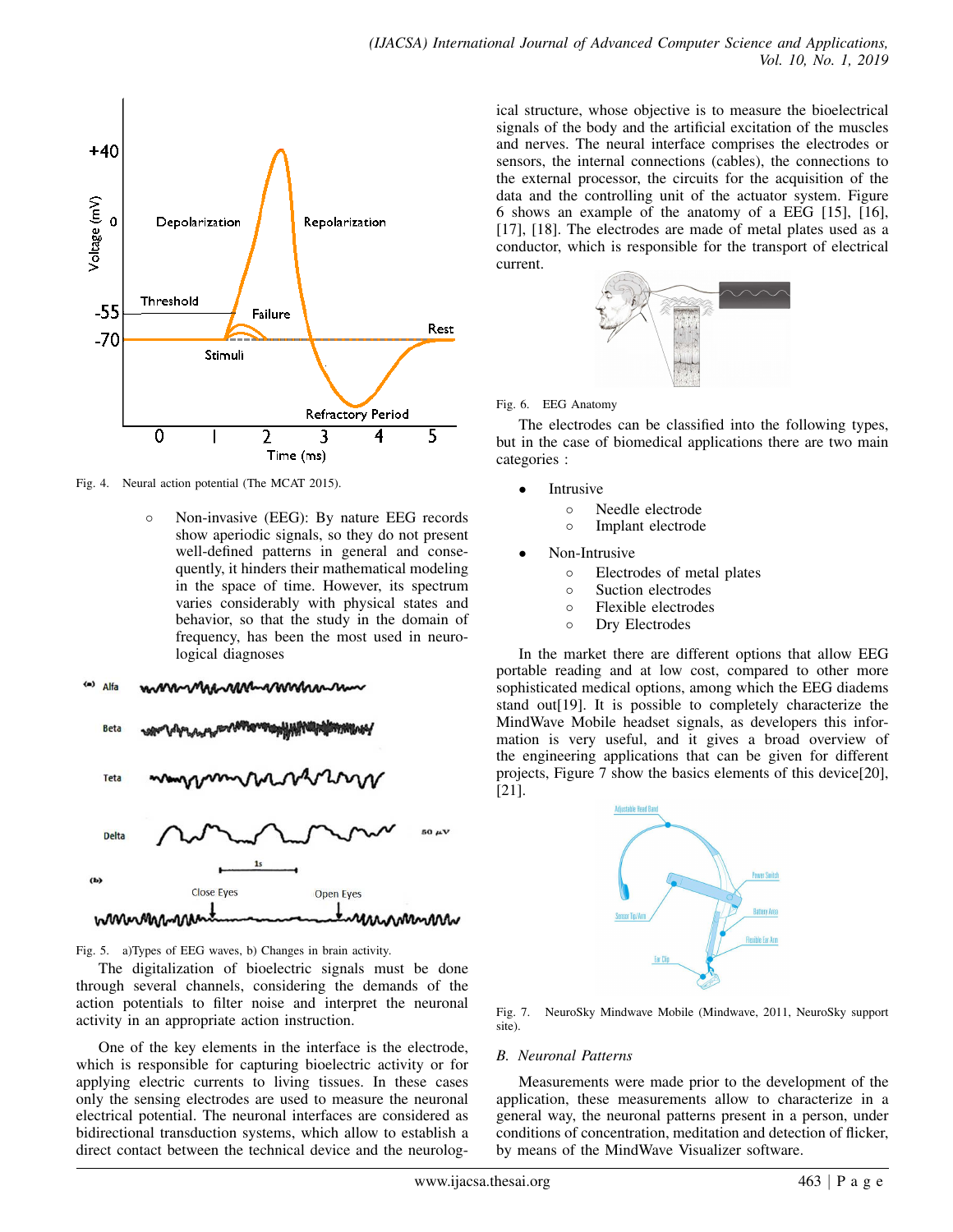Fig. 4. Neural action potential (The MCAT 2015).

- Non-invasive (EEG): By nature EEG records show aperiodic signals, so they do not present well-defined patterns in general and consequently, it hinders their mathematical modeling in the space of time. However, its spectrum varies considerably with physical states and behavior, so that the study in the domain of frequency, has been the most used in neurological diagnoses

Fig. 5. a)Types of EEG waves, b) Changes in brain activity.

The digitalization of bioelectric signals must be done through several channels, considering the demands of the action potentials to filter noise and interpret the neuronal activity in an appropriate action instruction.

One of the key elements in the interface is the electrode, which is responsible for capturing bioelectric activity or for applying electric currents to living tissues. In these cases only the sensing electrodes are used to measure the neuronal electrical potential. The neuronal interfaces are considered as bidirectional transduction systems, which allow to establish a direct contact between the technical device and the neurological structure, whose objective is to measure the bioelectrical signals of the body and the artificial excitation of the muscles and nerves. The neural interface comprises the electrodes or sensors, the internal connections (cables), the connections to the external processor, the circuits for the acquisition of the data and the controlling unit of the actuator system. Figure 6 shows an example of the anatomy of a EEG [15], [16], [17], [18]. The electrodes are made of metal plates used as a conductor, which is responsible for the transport of electrical current.

Fig. 6. EEG Anatomy

The electrodes can be classified into the following types, but in the case of biomedical applications there are two main categories :

- Intrusive
  - Needle electrode
  - Implant electrode
- Non-Intrusive
  - Electrodes of metal plates
  - Suction electrodes
  - Flexible electrodes
  - Dry Electrodes

In the market there are different options that allow EEG portable reading and at low cost, compared to other more sophisticated medical options, among which the EEG diadems stand out[19]. It is possible to completely characterize the MindWave Mobile headset signals, as developers this information is very useful, and it gives a broad overview of the engineering applications that can be given for different projects, Figure 7 show the basics elements of this device[20], [21].

Fig. 7. NeuroSky Mindwave Mobile (Mindwave, 2011, NeuroSky support site).

### B. Neuronal Patterns

Measurements were made prior to the development of the application, these measurements allow to characterize in a general way, the neuronal patterns present in a person, under conditions of concentration, meditation and detection of flicker, by means of the MindWave Visualizer software.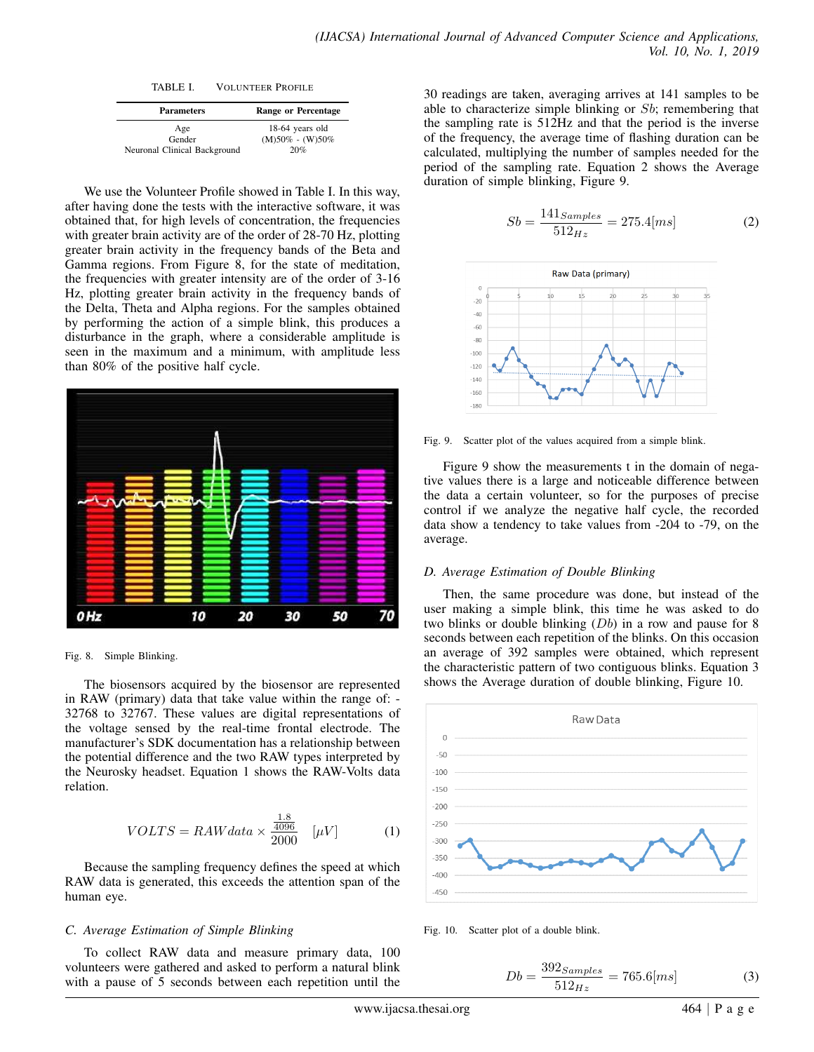TABLE I. VOLUNTEER PROFILE

| Parameters | Range or Percentage |
| --- | --- |
| Age | 18-64 years old |
| Gender | (M)50% - (W)50% |
| Neuronal Clinical Background | 20% |

We use the Volunteer Profile showed in Table I. In this way, after having done the tests with the interactive software, it was obtained that, for high levels of concentration, the frequencies with greater brain activity are of the order of 28-70 Hz, plotting greater brain activity in the frequency bands of the Beta and Gamma regions. From Figure 8, for the state of meditation, the frequencies with greater intensity are of the order of 3-16 Hz, plotting greater brain activity in the frequency bands of the Delta, Theta and Alpha regions. For the samples obtained by performing the action of a simple blink, this produces a disturbance in the graph, where a considerable amplitude is seen in the maximum and a minimum, with amplitude less than 80% of the positive half cycle.

Fig. 8. Simple Blinking.

The biosensors acquired by the biosensor are represented in RAW (primary) data that take value within the range of: -32768 to 32767. These values are digital representations of the voltage sensed by the real-time frontal electrode. The manufacturer's SDK documentation has a relationship between the potential difference and the two RAW types interpreted by the Neurosky headset. Equation 1 shows the RAW-Volts data relation.

$$VOLTS = RAWdata \times \frac{\frac{1.8}{4096}}{2000} \quad [\mu V] \tag{1}$$

Because the sampling frequency defines the speed at which RAW data is generated, this exceeds the attention span of the human eye.

### C. Average Estimation of Simple Blinking

To collect RAW data and measure primary data, 100 volunteers were gathered and asked to perform a natural blink with a pause of 5 seconds between each repetition until the 30 readings are taken, averaging arrives at 141 samples to be able to characterize simple blinking or $Sb$; remembering that the sampling rate is 512Hz and that the period is the inverse of the frequency, the average time of flashing duration can be calculated, multiplying the number of samples needed for the period of the sampling rate. Equation 2 shows the Average duration of simple blinking, Figure 9.

$$Sb = \frac{141_{Samples}}{512_{Hz}} = 275.4[ms] \tag{2}$$

Fig. 9. Scatter plot of the values acquired from a simple blink.

Figure 9 show the measurements t in the domain of negative values there is a large and noticeable difference between the data a certain volunteer, so for the purposes of precise control if we analyze the negative half cycle, the recorded data show a tendency to take values from -204 to -79, on the average.

### D. Average Estimation of Double Blinking

Then, the same procedure was done, but instead of the user making a simple blink, this time he was asked to do two blinks or double blinking ($Db$) in a row and pause for 8 seconds between each repetition of the blinks. On this occasion an average of 392 samples were obtained, which represent the characteristic pattern of two contiguous blinks. Equation 3 shows the Average duration of double blinking, Figure 10.

Fig. 10. Scatter plot of a double blink.

$$Db = \frac{392_{Samples}}{512_{Hz}} = 765.6[ms] \tag{3}$$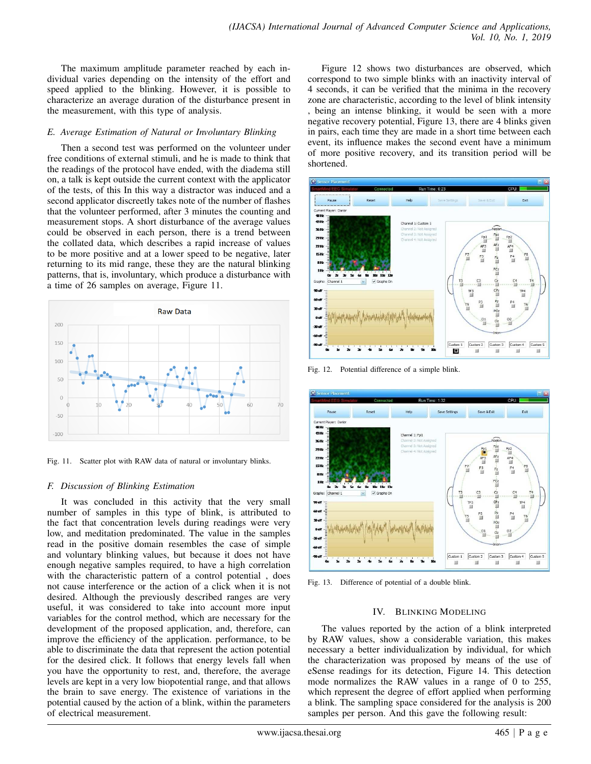The maximum amplitude parameter reached by each individual varies depending on the intensity of the effort and speed applied to the blinking. However, it is possible to characterize an average duration of the disturbance present in the measurement, with this type of analysis.

### *E. Average Estimation of Natural or Involuntary Blinking*

Then a second test was performed on the volunteer under free conditions of external stimuli, and he is made to think that the readings of the protocol have ended, with the diadema still on, a talk is kept outside the current context with the applicator of the tests, of this In this way a distractor was induced and a second applicator discreetly takes note of the number of flashes that the volunteer performed, after 3 minutes the counting and measurement stops. A short disturbance of the average values could be observed in each person, there is a trend between the collated data, which describes a rapid increase of values to be more positive and at a lower speed to be negative, later returning to its mid range, these they are the natural blinking patterns, that is, involuntary, which produce a disturbance with a time of 26 samples on average, Figure 11.

Fig. 11. Scatter plot with RAW data of natural or involuntary blinks.

### *F. Discussion of Blinking Estimation*

It was concluded in this activity that the very small number of samples in this type of blink, is attributed to the fact that concentration levels during readings were very low, and meditation predominated. The value in the samples read in the positive domain resembles the case of simple and voluntary blinking values, but because it does not have enough negative samples required, to have a high correlation with the characteristic pattern of a control potential , does not cause interference or the action of a click when it is not desired. Although the previously described ranges are very useful, it was considered to take into account more input variables for the control method, which are necessary for the development of the proposed application, and, therefore, can improve the efficiency of the application. performance, to be able to discriminate the data that represent the action potential for the desired click. It follows that energy levels fall when you have the opportunity to rest, and, therefore, the average levels are kept in a very low biopotential range, and that allows the brain to save energy. The existence of variations in the potential caused by the action of a blink, within the parameters of electrical measurement.

Figure 12 shows two disturbances are observed, which correspond to two simple blinks with an inactivity interval of 4 seconds, it can be verified that the minima in the recovery zone are characteristic, according to the level of blink intensity , being an intense blinking, it would be seen with a more negative recovery potential, Figure 13, there are 4 blinks given in pairs, each time they are made in a short time between each event, its influence makes the second event have a minimum of more positive recovery, and its transition period will be shortened.

Fig. 12. Potential difference of a simple blink.

Fig. 13. Difference of potential of a double blink.

## IV. Blinking Modeling

The values reported by the action of a blink interpreted by RAW values, show a considerable variation, this makes necessary a better individualization by individual, for which the characterization was proposed by means of the use of eSense readings for its detection, Figure 14. This detection mode normalizes the RAW values in a range of 0 to 255, which represent the degree of effort applied when performing a blink. The sampling space considered for the analysis is 200 samples per person. And this gave the following result: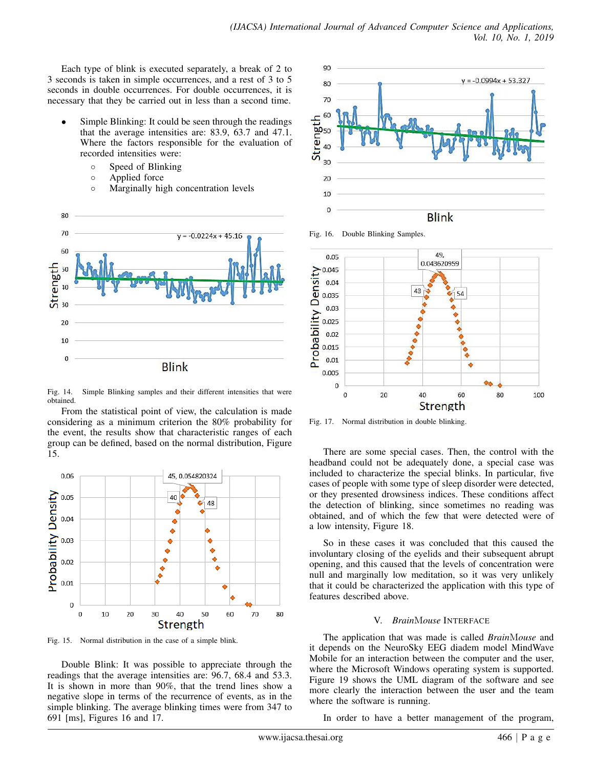Each type of blink is executed separately, a break of 2 to 3 seconds is taken in simple occurrences, and a rest of 3 to 5 seconds in double occurrences. For double occurrences, it is necessary that they be carried out in less than a second time.

- Simple Blinking: It could be seen through the readings that the average intensities are: 83.9, 63.7 and 47.1. Where the factors responsible for the evaluation of recorded intensities were:
  - Speed of Blinking
  - Applied force
  - Marginally high concentration levels

Fig. 14. Simple Blinking samples and their different intensities that were obtained.

From the statistical point of view, the calculation is made considering as a minimum criterion the 80% probability for the event, the results show that characteristic ranges of each group can be defined, based on the normal distribution, Figure 15.

Fig. 15. Normal distribution in the case of a simple blink.

Double Blink: It was possible to appreciate through the readings that the average intensities are: 96.7, 68.4 and 53.3. It is shown in more than 90%, that the trend lines show a negative slope in terms of the recurrence of events, as in the simple blinking. The average blinking times were from 347 to 691 [ms], Figures 16 and 17.

Fig. 16. Double Blinking Samples.

Fig. 17. Normal distribution in double blinking.

There are some special cases. Then, the control with the headband could not be adequately done, a special case was included to characterize the special blinks. In particular, five cases of people with some type of sleep disorder were detected, or they presented drowsiness indices. These conditions affect the detection of blinking, since sometimes no reading was obtained, and of which the few that were detected were of a low intensity, Figure 18.

So in these cases it was concluded that this caused the involuntary closing of the eyelids and their subsequent abrupt opening, and this caused that the levels of concentration were null and marginally low meditation, so it was very unlikely that it could be characterized the application with this type of features described above.

## V. *Brain*Mouse Interface

The application that was made is called *Brain*Mouse and it depends on the NeuroSky EEG diadem model MindWave Mobile for an interaction between the computer and the user, where the Microsoft Windows operating system is supported. Figure 19 shows the UML diagram of the software and see more clearly the interaction between the user and the team where the software is running.

In order to have a better management of the program,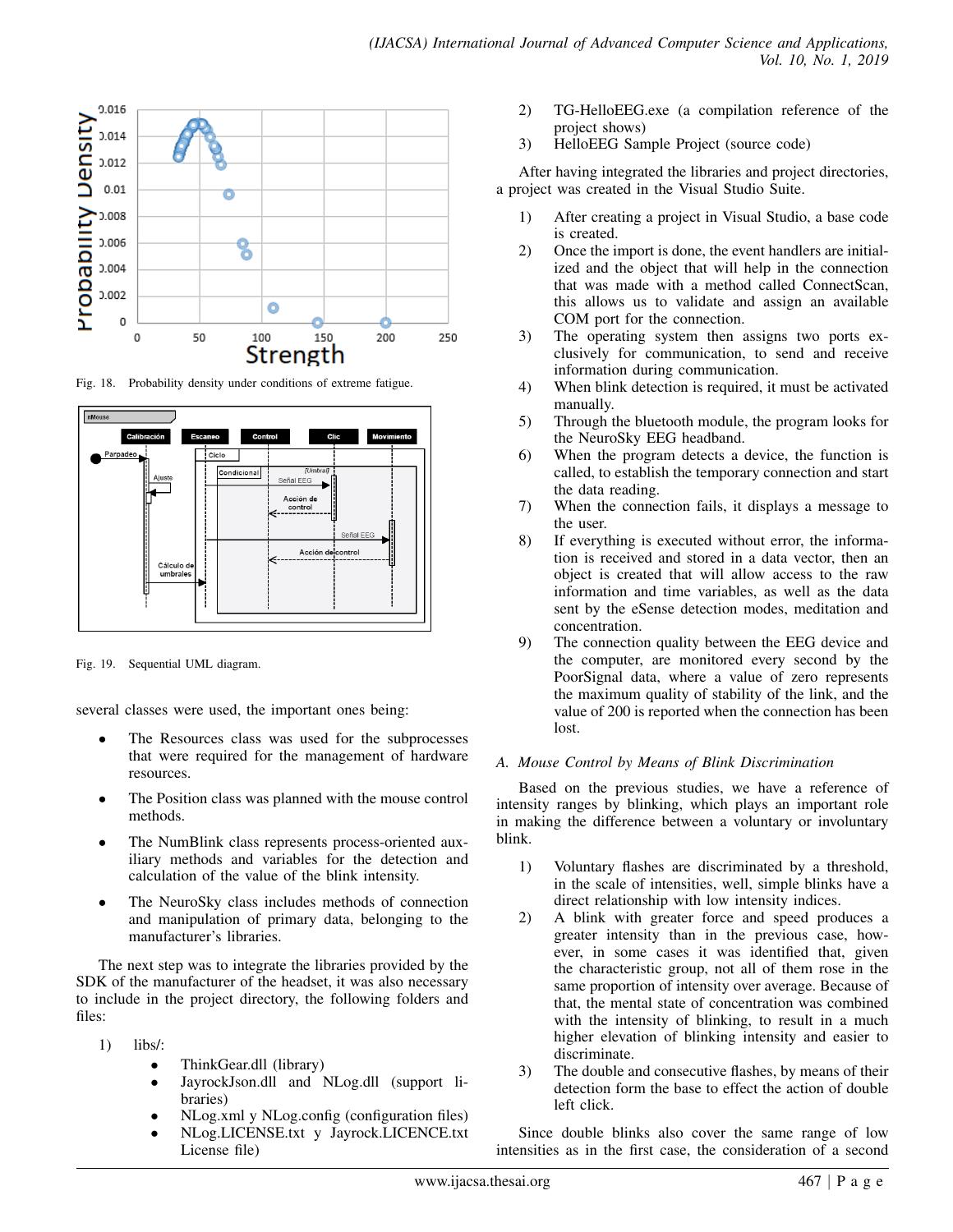Fig. 18. Probability density under conditions of extreme fatigue.

Fig. 19. Sequential UML diagram.

several classes were used, the important ones being:

- The Resources class was used for the subprocesses that were required for the management of hardware resources.
- The Position class was planned with the mouse control methods.
- The NumBlink class represents process-oriented auxiliary methods and variables for the detection and calculation of the value of the blink intensity.
- The NeuroSky class includes methods of connection and manipulation of primary data, belonging to the manufacturer's libraries.

The next step was to integrate the libraries provided by the SDK of the manufacturer of the headset, it was also necessary to include in the project directory, the following folders and files:

1) libs/:
   - ThinkGear.dll (library)
   - JayrockJson.dll and NLog.dll (support libraries)
   - NLog.xml y NLog.config (configuration files)
   - NLog.LICENSE.txt y Jayrock.LICENCE.txt License file)
2) TG-HelloEEG.exe (a compilation reference of the project shows)
3) HelloEEG Sample Project (source code)

After having integrated the libraries and project directories, a project was created in the Visual Studio Suite.

1) After creating a project in Visual Studio, a base code is created.
2) Once the import is done, the event handlers are initialized and the object that will help in the connection that was made with a method called ConnectScan, this allows us to validate and assign an available COM port for the connection.
3) The operating system then assigns two ports exclusively for communication, to send and receive information during communication.
4) When blink detection is required, it must be activated manually.
5) Through the bluetooth module, the program looks for the NeuroSky EEG headband.
6) When the program detects a device, the function is called, to establish the temporary connection and start the data reading.
7) When the connection fails, it displays a message to the user.
8) If everything is executed without error, the information is received and stored in a data vector, then an object is created that will allow access to the raw information and time variables, as well as the data sent by the eSense detection modes, meditation and concentration.
9) The connection quality between the EEG device and the computer, are monitored every second by the PoorSignal data, where a value of zero represents the maximum quality of stability of the link, and the value of 200 is reported when the connection has been lost.

### *A. Mouse Control by Means of Blink Discrimination*

Based on the previous studies, we have a reference of intensity ranges by blinking, which plays an important role in making the difference between a voluntary or involuntary blink.

1) Voluntary flashes are discriminated by a threshold, in the scale of intensities, well, simple blinks have a direct relationship with low intensity indices.
2) A blink with greater force and speed produces a greater intensity than in the previous case, however, in some cases it was identified that, given the characteristic group, not all of them rose in the same proportion of intensity over average. Because of that, the mental state of concentration was combined with the intensity of blinking, to result in a much higher elevation of blinking intensity and easier to discriminate.
3) The double and consecutive flashes, by means of their detection form the base to effect the action of double left click.

Since double blinks also cover the same range of low intensities as in the first case, the consideration of a second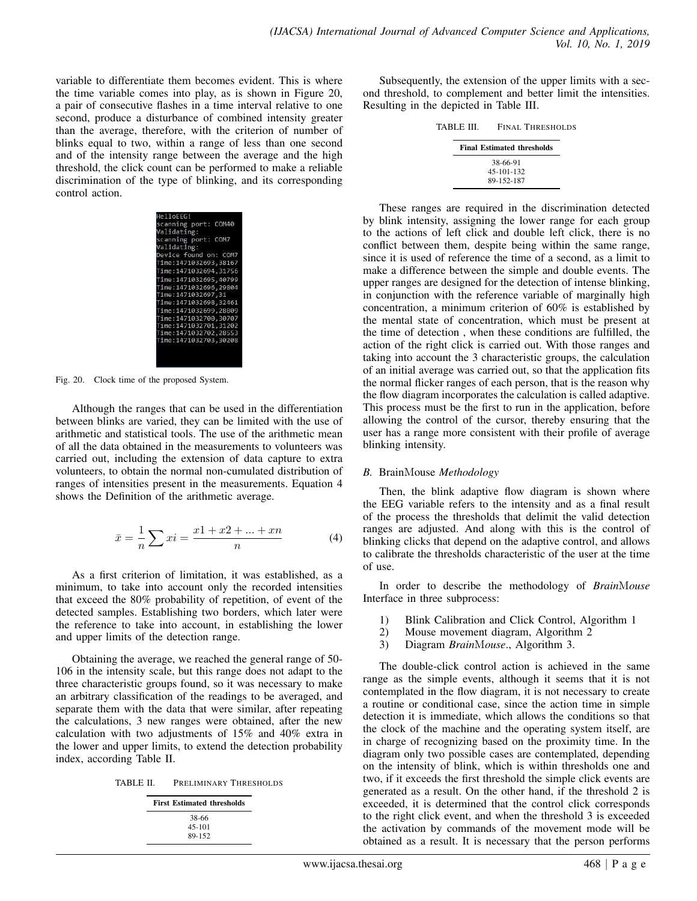variable to differentiate them becomes evident. This is where the time variable comes into play, as is shown in Figure 20, a pair of consecutive flashes in a time interval relative to one second, produce a disturbance of combined intensity greater than the average, therefore, with the criterion of number of blinks equal to two, within a range of less than one second and of the intensity range between the average and the high threshold, the click count can be performed to make a reliable discrimination of the type of blinking, and its corresponding control action.

```
HelloEEG!
scanning port: COM40
Validating:
scanning port: COM7
Validating:
Device found on: COM7
Time:1471032693,38167
Time:1471032694,31756
Time:1471032695,40799
Time:1471032696,29804
Time:1471032697,31
Time:1471032698,32461
Time:1471032699,28809
Time:1471032700,30707
Time:1471032701,31202
Time:1471032702,28553
Time:1471032703,30208
```

Fig. 20. Clock time of the proposed System.

Although the ranges that can be used in the differentiation between blinks are varied, they can be limited with the use of arithmetic and statistical tools. The use of the arithmetic mean of all the data obtained in the measurements to volunteers was carried out, including the extension of data capture to extra volunteers, to obtain the normal non-cumulated distribution of ranges of intensities present in the measurements. Equation 4 shows the Definition of the arithmetic average.

$$\bar{x} = \frac{1}{n} \sum xi = \frac{x1 + x2 + ... + xn}{n} \tag{4}$$

As a first criterion of limitation, it was established, as a minimum, to take into account only the recorded intensities that exceed the 80% probability of repetition, of event of the detected samples. Establishing two borders, which later were the reference to take into account, in establishing the lower and upper limits of the detection range.

Obtaining the average, we reached the general range of 50-106 in the intensity scale, but this range does not adapt to the three characteristic groups found, so it was necessary to make an arbitrary classification of the readings to be averaged, and separate them with the data that were similar, after repeating the calculations, 3 new ranges were obtained, after the new calculation with two adjustments of 15% and 40% extra in the lower and upper limits, to extend the detection probability index, according Table II.

TABLE II. PRELIMINARY THRESHOLDS

| First Estimated thresholds |
|---|
| 38-66 |
| 45-101 |
| 89-152 |

Subsequently, the extension of the upper limits with a second threshold, to complement and better limit the intensities. Resulting in the depicted in Table III.

TABLE III. FINAL THRESHOLDS

| Final Estimated thresholds |
|---|
| 38-66-91 |
| 45-101-132 |
| 89-152-187 |

These ranges are required in the discrimination detected by blink intensity, assigning the lower range for each group to the actions of left click and double left click, there is no conflict between them, despite being within the same range, since it is used of reference the time of a second, as a limit to make a difference between the simple and double events. The upper ranges are designed for the detection of intense blinking, in conjunction with the reference variable of marginally high concentration, a minimum criterion of 60% is established by the mental state of concentration, which must be present at the time of detection , when these conditions are fulfilled, the action of the right click is carried out. With those ranges and taking into account the 3 characteristic groups, the calculation of an initial average was carried out, so that the application fits the normal flicker ranges of each person, that is the reason why the flow diagram incorporates the calculation is called adaptive. This process must be the first to run in the application, before allowing the control of the cursor, thereby ensuring that the user has a range more consistent with their profile of average blinking intensity.

### B. BrainMouse *Methodology*

Then, the blink adaptive flow diagram is shown where the EEG variable refers to the intensity and as a final result of the process the thresholds that delimit the valid detection ranges are adjusted. And along with this is the control of blinking clicks that depend on the adaptive control, and allows to calibrate the thresholds characteristic of the user at the time of use.

In order to describe the methodology of *BrainMouse* Interface in three subprocess:

1) Blink Calibration and Click Control, Algorithm 1
2) Mouse movement diagram, Algorithm 2
3) Diagram *BrainMouse*., Algorithm 3.

The double-click control action is achieved in the same range as the simple events, although it seems that it is not contemplated in the flow diagram, it is not necessary to create a routine or conditional case, since the action time in simple detection it is immediate, which allows the conditions so that the clock of the machine and the operating system itself, are in charge of recognizing based on the proximity time. In the diagram only two possible cases are contemplated, depending on the intensity of blink, which is within thresholds one and two, if it exceeds the first threshold the simple click events are generated as a result. On the other hand, if the threshold 2 is exceeded, it is determined that the control click corresponds to the right click event, and when the threshold 3 is exceeded the activation by commands of the movement mode will be obtained as a result. It is necessary that the person performs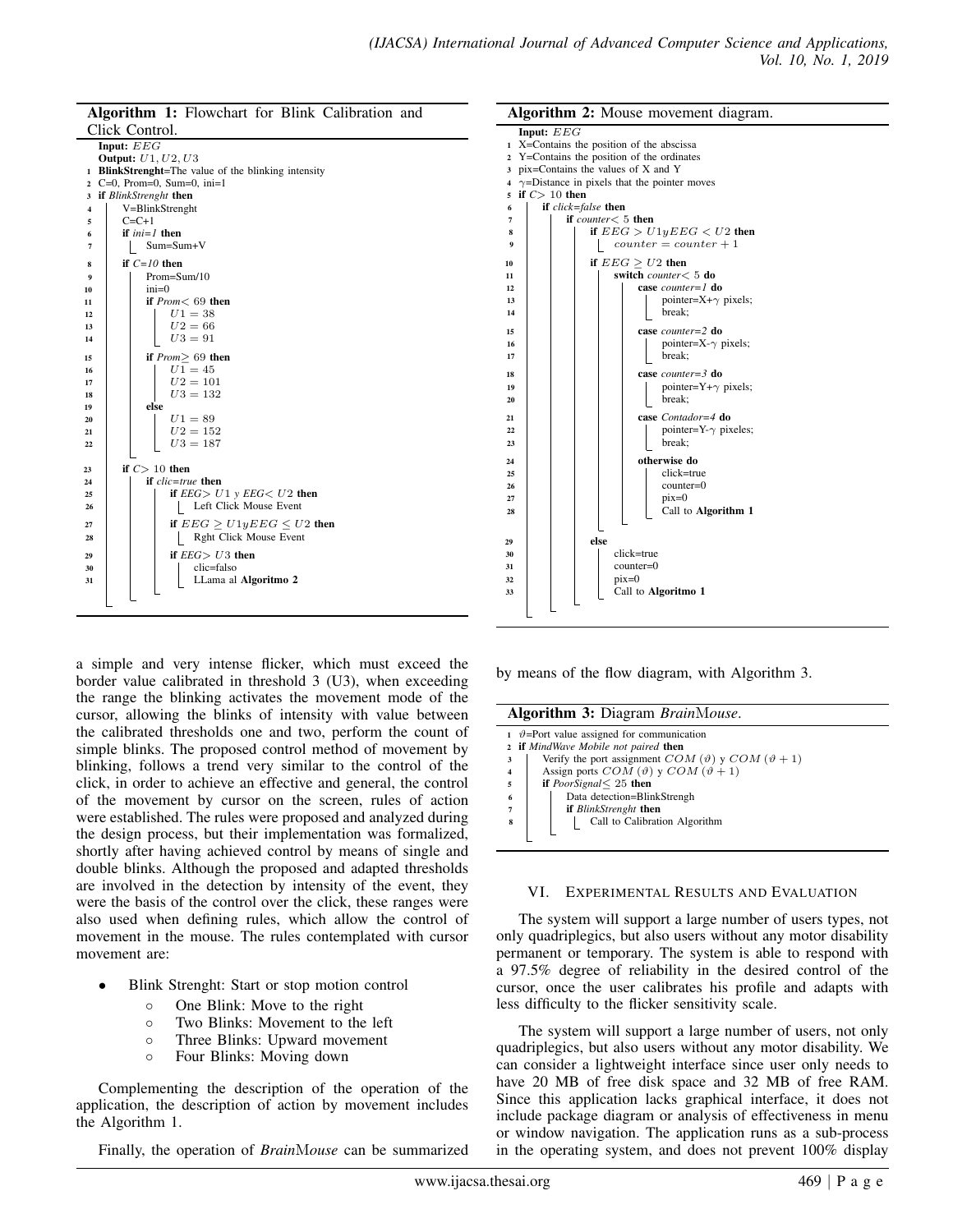**Algorithm 1:** Flowchart for Blink Calibration and Click Control.

```
   Input: EEG
   Output: U1, U2, U3
1  BlinkStrenght=The value of the blinking intensity
2  C=0, Prom=0, Sum=0, ini=1
3  if BlinkStrenght then
4      V=BlinkStrenght
5      C=C+1
6      if ini=1 then
7          Sum=Sum+V
8      if C=10 then
9          Prom=Sum/10
10         ini=0
11         if Prom< 69 then
12             U1 = 38
13             U2 = 66
14             U3 = 91
15         if Prom≥ 69 then
16             U1 = 45
17             U2 = 101
18             U3 = 132
19         else
20             U1 = 89
21             U2 = 152
22             U3 = 187
23     if C> 10 then
24         if clic=true then
25             if EEG> U1 y EEG< U2 then
26                 Left Click Mouse Event
27             if EEG ≥ U1yEEG ≤ U2 then
28                 Rght Click Mouse Event
29             if EEG> U3 then
30                 clic=falso
31                 LLama al Algoritmo 2
```

**Algorithm 2:** Mouse movement diagram.

```
   Input: EEG
1  X=Contains the position of the abscissa
2  Y=Contains the position of the ordinates
3  pix=Contains the values of X and Y
4  γ=Distance in pixels that the pointer moves
5  if C> 10 then
6      if click=false then
7          if counter< 5 then
8              if EEG > U1yEEG < U2 then
9                  counter = counter + 1
10             if EEG ≥ U2 then
11                 switch counter< 5 do
12                     case counter=1 do
13                         pointer=X+γ pixels;
14                         break;
15                     case counter=2 do
16                         pointer=X-γ pixels;
17                         break;
18                     case counter=3 do
19                         pointer=Y+γ pixels;
20                         break;
21                     case Contador=4 do
22                         pointer=Y-γ pixeles;
23                         break;
24                     otherwise do
25                         click=true
26                         counter=0
27                         pix=0
28                         Call to Algorithm 1
29         else
30             click=true
31             counter=0
32             pix=0
33             Call to Algoritmo 1
```

a simple and very intense flicker, which must exceed the border value calibrated in threshold 3 (U3), when exceeding the range the blinking activates the movement mode of the cursor, allowing the blinks of intensity with value between the calibrated thresholds one and two, perform the count of simple blinks. The proposed control method of movement by blinking, follows a trend very similar to the control of the click, in order to achieve an effective and general, the control of the movement by cursor on the screen, rules of action were established. The rules were proposed and analyzed during the design process, but their implementation was formalized, shortly after having achieved control by means of single and double blinks. Although the proposed and adapted thresholds are involved in the detection by intensity of the event, they were the basis of the control over the click, these ranges were also used when defining rules, which allow the control of movement in the mouse. The rules contemplated with cursor movement are:

- Blink Strenght: Start or stop motion control
    - One Blink: Move to the right
    - Two Blinks: Movement to the left
    - Three Blinks: Upward movement
    - Four Blinks: Moving down

Complementing the description of the operation of the application, the description of action by movement includes the Algorithm 1.

Finally, the operation of *Brain*M*ouse* can be summarized by means of the flow diagram, with Algorithm 3.

**Algorithm 3:** Diagram *Brain*M*ouse*.

```
1  ϑ=Port value assigned for communication
2  if MindWave Mobile not paired then
3      Verify the port assignment COM(ϑ) y COM(ϑ + 1)
4      Assign ports COM(ϑ) y COM(ϑ + 1)
5      if PoorSignal≤ 25 then
6          Data detection=BlinkStrengh
7          if BlinkStrenght then
8              Call to Calibration Algorithm
```

## VI. Experimental Results and Evaluation

The system will support a large number of users types, not only quadriplegics, but also users without any motor disability permanent or temporary. The system is able to respond with a 97.5% degree of reliability in the desired control of the cursor, once the user calibrates his profile and adapts with less difficulty to the flicker sensitivity scale.

The system will support a large number of users, not only quadriplegics, but also users without any motor disability. We can consider a lightweight interface since user only needs to have 20 MB of free disk space and 32 MB of free RAM. Since this application lacks graphical interface, it does not include package diagram or analysis of effectiveness in menu or window navigation. The application runs as a sub-process in the operating system, and does not prevent 100% display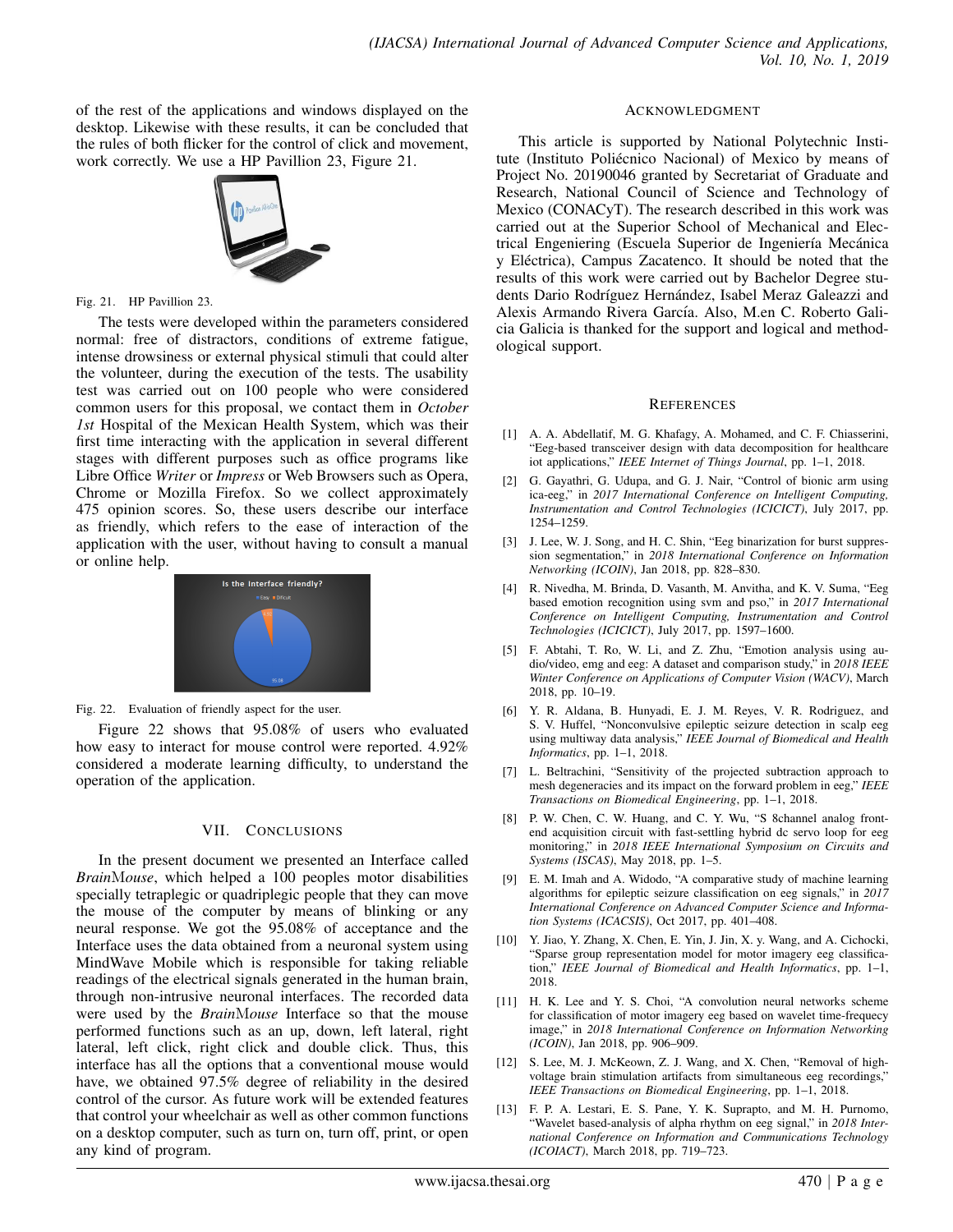of the rest of the applications and windows displayed on the desktop. Likewise with these results, it can be concluded that the rules of both flicker for the control of click and movement, work correctly. We use a HP Pavillion 23, Figure 21.

Fig. 21. HP Pavillion 23.

The tests were developed within the parameters considered normal: free of distractors, conditions of extreme fatigue, intense drowsiness or external physical stimuli that could alter the volunteer, during the execution of the tests. The usability test was carried out on 100 people who were considered common users for this proposal, we contact them in *October 1st* Hospital of the Mexican Health System, which was their first time interacting with the application in several different stages with different purposes such as office programs like Libre Office *Writer* or *Impress* or Web Browsers such as Opera, Chrome or Mozilla Firefox. So we collect approximately 475 opinion scores. So, these users describe our interface as friendly, which refers to the ease of interaction of the application with the user, without having to consult a manual or online help.

Fig. 22. Evaluation of friendly aspect for the user.

Figure 22 shows that 95.08% of users who evaluated how easy to interact for mouse control were reported. 4.92% considered a moderate learning difficulty, to understand the operation of the application.

## VII. Conclusions

In the present document we presented an Interface called *Brain*Mouse, which helped a 100 peoples motor disabilities specially tetraplegic or quadriplegic people that they can move the mouse of the computer by means of blinking or any neural response. We got the 95.08% of acceptance and the Interface uses the data obtained from a neuronal system using MindWave Mobile which is responsible for taking reliable readings of the electrical signals generated in the human brain, through non-intrusive neuronal interfaces. The recorded data were used by the *Brain*Mouse Interface so that the mouse performed functions such as an up, down, left lateral, right lateral, left click, right click and double click. Thus, this interface has all the options that a conventional mouse would have, we obtained 97.5% degree of reliability in the desired control of the cursor. As future work will be extended features that control your wheelchair as well as other common functions on a desktop computer, such as turn on, turn off, print, or open any kind of program.

## Acknowledgment

This article is supported by National Polytechnic Institute (Instituto Poliécnico Nacional) of Mexico by means of Project No. 20190046 granted by Secretariat of Graduate and Research, National Council of Science and Technology of Mexico (CONACyT). The research described in this work was carried out at the Superior School of Mechanical and Electrical Engeniering (Escuela Superior de Ingeniería Mecánica y Eléctrica), Campus Zacatenco. It should be noted that the results of this work were carried out by Bachelor Degree students Dario Rodríguez Hernández, Isabel Meraz Galeazzi and Alexis Armando Rivera García. Also, M.en C. Roberto Galicia Galicia is thanked for the support and logical and methodological support.

## References

[1] A. A. Abdellatif, M. G. Khafagy, A. Mohamed, and C. F. Chiasserini, "Eeg-based transceiver design with data decomposition for healthcare iot applications," *IEEE Internet of Things Journal*, pp. 1–1, 2018.

[2] G. Gayathri, G. Udupa, and G. J. Nair, "Control of bionic arm using ica-eeg," in *2017 International Conference on Intelligent Computing, Instrumentation and Control Technologies (ICICICT)*, July 2017, pp. 1254–1259.

[3] J. Lee, W. J. Song, and H. C. Shin, "Eeg binarization for burst suppression segmentation," in *2018 International Conference on Information Networking (ICOIN)*, Jan 2018, pp. 828–830.

[4] R. Nivedha, M. Brinda, D. Vasanth, M. Anvitha, and K. V. Suma, "Eeg based emotion recognition using svm and pso," in *2017 International Conference on Intelligent Computing, Instrumentation and Control Technologies (ICICICT)*, July 2017, pp. 1597–1600.

[5] F. Abtahi, T. Ro, W. Li, and Z. Zhu, "Emotion analysis using audio/video, emg and eeg: A dataset and comparison study," in *2018 IEEE Winter Conference on Applications of Computer Vision (WACV)*, March 2018, pp. 10–19.

[6] Y. R. Aldana, B. Hunyadi, E. J. M. Reyes, V. R. Rodriguez, and S. V. Huffel, "Nonconvulsive epileptic seizure detection in scalp eeg using multiway data analysis," *IEEE Journal of Biomedical and Health Informatics*, pp. 1–1, 2018.

[7] L. Beltrachini, "Sensitivity of the projected subtraction approach to mesh degeneracies and its impact on the forward problem in eeg," *IEEE Transactions on Biomedical Engineering*, pp. 1–1, 2018.

[8] P. W. Chen, C. W. Huang, and C. Y. Wu, "S 8channel analog front-end acquisition circuit with fast-settling hybrid dc servo loop for eeg monitoring," in *2018 IEEE International Symposium on Circuits and Systems (ISCAS)*, May 2018, pp. 1–5.

[9] E. M. Imah and A. Widodo, "A comparative study of machine learning algorithms for epileptic seizure classification on eeg signals," in *2017 International Conference on Advanced Computer Science and Information Systems (ICACSIS)*, Oct 2017, pp. 401–408.

[10] Y. Jiao, Y. Zhang, X. Chen, E. Yin, J. Jin, X. y. Wang, and A. Cichocki, "Sparse group representation model for motor imagery eeg classification," *IEEE Journal of Biomedical and Health Informatics*, pp. 1–1, 2018.

[11] H. K. Lee and Y. S. Choi, "A convolution neural networks scheme for classification of motor imagery eeg based on wavelet time-frequecy image," in *2018 International Conference on Information Networking (ICOIN)*, Jan 2018, pp. 906–909.

[12] S. Lee, M. J. McKeown, Z. J. Wang, and X. Chen, "Removal of high-voltage brain stimulation artifacts from simultaneous eeg recordings," *IEEE Transactions on Biomedical Engineering*, pp. 1–1, 2018.

[13] F. P. A. Lestari, E. S. Pane, Y. K. Suprapto, and M. H. Purnomo, "Wavelet based-analysis of alpha rhythm on eeg signal," in *2018 International Conference on Information and Communications Technology (ICOIACT)*, March 2018, pp. 719–723.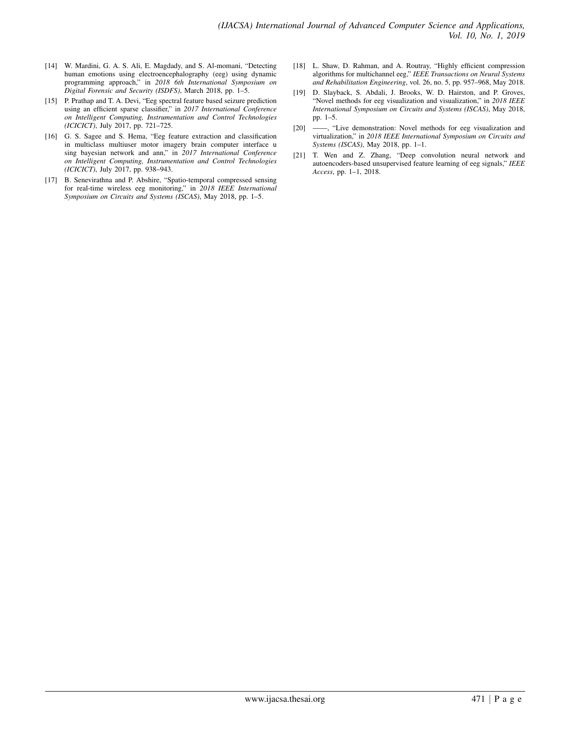[14] W. Mardini, G. A. S. Ali, E. Magdady, and S. Al-momani, "Detecting human emotions using electroencephalography (eeg) using dynamic programming approach," in *2018 6th International Symposium on Digital Forensic and Security (ISDFS)*, March 2018, pp. 1–5.

[15] P. Prathap and T. A. Devi, "Eeg spectral feature based seizure prediction using an efficient sparse classifier," in *2017 International Conference on Intelligent Computing, Instrumentation and Control Technologies (ICICICT)*, July 2017, pp. 721–725.

[16] G. S. Sagee and S. Hema, "Eeg feature extraction and classification in multiclass multiuser motor imagery brain computer interface u sing bayesian network and ann," in *2017 International Conference on Intelligent Computing, Instrumentation and Control Technologies (ICICICT)*, July 2017, pp. 938–943.

[17] B. Senevirathna and P. Abshire, "Spatio-temporal compressed sensing for real-time wireless eeg monitoring," in *2018 IEEE International Symposium on Circuits and Systems (ISCAS)*, May 2018, pp. 1–5.

[18] L. Shaw, D. Rahman, and A. Routray, "Highly efficient compression algorithms for multichannel eeg," *IEEE Transactions on Neural Systems and Rehabilitation Engineering*, vol. 26, no. 5, pp. 957–968, May 2018.

[19] D. Slayback, S. Abdali, J. Brooks, W. D. Hairston, and P. Groves, "Novel methods for eeg visualization and visualization," in *2018 IEEE International Symposium on Circuits and Systems (ISCAS)*, May 2018, pp. 1–5.

[20] ——, "Live demonstration: Novel methods for eeg visualization and virtualization," in *2018 IEEE International Symposium on Circuits and Systems (ISCAS)*, May 2018, pp. 1–1.

[21] T. Wen and Z. Zhang, "Deep convolution neural network and autoencoders-based unsupervised feature learning of eeg signals," *IEEE Access*, pp. 1–1, 2018.